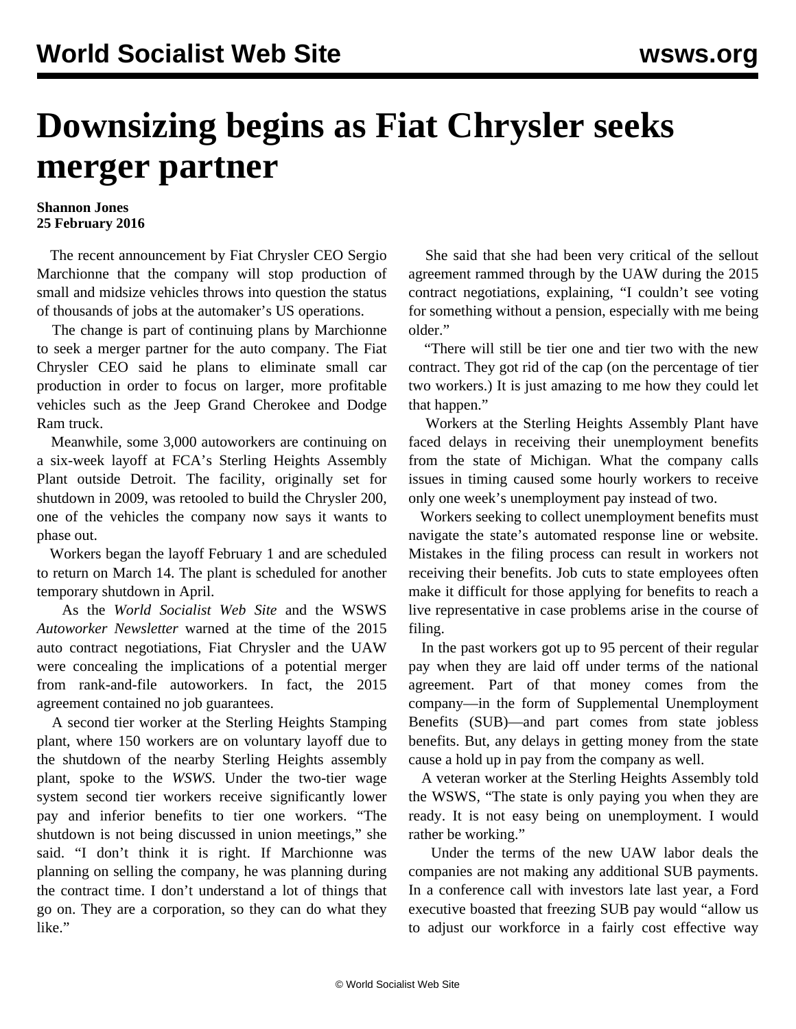# Downsizing begins as Fiat Chrysler seeks merger partner

**Shannon Jones**
**25 February 2016**

The recent announcement by Fiat Chrysler CEO Sergio Marchionne that the company will stop production of small and midsize vehicles throws into question the status of thousands of jobs at the automaker's US operations.

The change is part of continuing plans by Marchionne to seek a merger partner for the auto company. The Fiat Chrysler CEO said he plans to eliminate small car production in order to focus on larger, more profitable vehicles such as the Jeep Grand Cherokee and Dodge Ram truck.

Meanwhile, some 3,000 autoworkers are continuing on a six-week layoff at FCA's Sterling Heights Assembly Plant outside Detroit. The facility, originally set for shutdown in 2009, was retooled to build the Chrysler 200, one of the vehicles the company now says it wants to phase out.

Workers began the layoff February 1 and are scheduled to return on March 14. The plant is scheduled for another temporary shutdown in April.

As the *World Socialist Web Site* and the WSWS *Autoworker Newsletter* warned at the time of the 2015 auto contract negotiations, Fiat Chrysler and the UAW were concealing the implications of a potential merger from rank-and-file autoworkers. In fact, the 2015 agreement contained no job guarantees.

A second tier worker at the Sterling Heights Stamping plant, where 150 workers are on voluntary layoff due to the shutdown of the nearby Sterling Heights assembly plant, spoke to the *WSWS*. Under the two-tier wage system second tier workers receive significantly lower pay and inferior benefits to tier one workers. "The shutdown is not being discussed in union meetings," she said. "I don't think it is right. If Marchionne was planning on selling the company, he was planning during the contract time. I don't understand a lot of things that go on. They are a corporation, so they can do what they like."

She said that she had been very critical of the sellout agreement rammed through by the UAW during the 2015 contract negotiations, explaining, "I couldn't see voting for something without a pension, especially with me being older."

"There will still be tier one and tier two with the new contract. They got rid of the cap (on the percentage of tier two workers.) It is just amazing to me how they could let that happen."

Workers at the Sterling Heights Assembly Plant have faced delays in receiving their unemployment benefits from the state of Michigan. What the company calls issues in timing caused some hourly workers to receive only one week's unemployment pay instead of two.

Workers seeking to collect unemployment benefits must navigate the state's automated response line or website. Mistakes in the filing process can result in workers not receiving their benefits. Job cuts to state employees often make it difficult for those applying for benefits to reach a live representative in case problems arise in the course of filing.

In the past workers got up to 95 percent of their regular pay when they are laid off under terms of the national agreement. Part of that money comes from the company—in the form of Supplemental Unemployment Benefits (SUB)—and part comes from state jobless benefits. But, any delays in getting money from the state cause a hold up in pay from the company as well.

A veteran worker at the Sterling Heights Assembly told the WSWS, "The state is only paying you when they are ready. It is not easy being on unemployment. I would rather be working."

Under the terms of the new UAW labor deals the companies are not making any additional SUB payments. In a conference call with investors late last year, a Ford executive boasted that freezing SUB pay would "allow us to adjust our workforce in a fairly cost effective way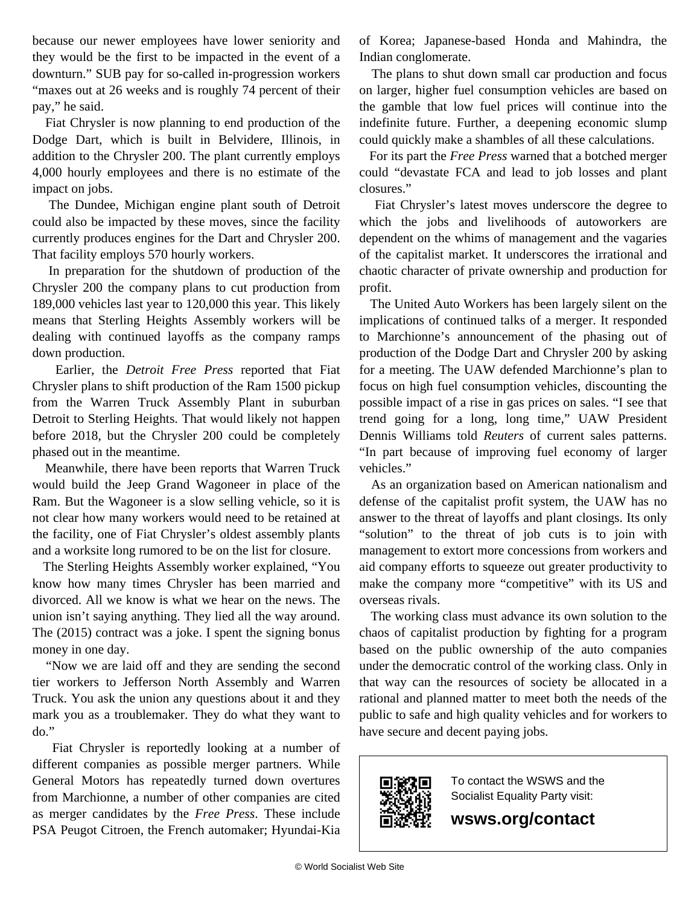because our newer employees have lower seniority and they would be the first to be impacted in the event of a downturn." SUB pay for so-called in-progression workers "maxes out at 26 weeks and is roughly 74 percent of their pay," he said.

Fiat Chrysler is now planning to end production of the Dodge Dart, which is built in Belvidere, Illinois, in addition to the Chrysler 200. The plant currently employs 4,000 hourly employees and there is no estimate of the impact on jobs.

The Dundee, Michigan engine plant south of Detroit could also be impacted by these moves, since the facility currently produces engines for the Dart and Chrysler 200. That facility employs 570 hourly workers.

In preparation for the shutdown of production of the Chrysler 200 the company plans to cut production from 189,000 vehicles last year to 120,000 this year. This likely means that Sterling Heights Assembly workers will be dealing with continued layoffs as the company ramps down production.

Earlier, the *Detroit Free Press* reported that Fiat Chrysler plans to shift production of the Ram 1500 pickup from the Warren Truck Assembly Plant in suburban Detroit to Sterling Heights. That would likely not happen before 2018, but the Chrysler 200 could be completely phased out in the meantime.

Meanwhile, there have been reports that Warren Truck would build the Jeep Grand Wagoneer in place of the Ram. But the Wagoneer is a slow selling vehicle, so it is not clear how many workers would need to be retained at the facility, one of Fiat Chrysler's oldest assembly plants and a worksite long rumored to be on the list for closure.

The Sterling Heights Assembly worker explained, "You know how many times Chrysler has been married and divorced. All we know is what we hear on the news. The union isn't saying anything. They lied all the way around. The (2015) contract was a joke. I spent the signing bonus money in one day.

"Now we are laid off and they are sending the second tier workers to Jefferson North Assembly and Warren Truck. You ask the union any questions about it and they mark you as a troublemaker. They do what they want to do."

Fiat Chrysler is reportedly looking at a number of different companies as possible merger partners. While General Motors has repeatedly turned down overtures from Marchionne, a number of other companies are cited as merger candidates by the *Free Press*. These include PSA Peugot Citroen, the French automaker; Hyundai-Kia of Korea; Japanese-based Honda and Mahindra, the Indian conglomerate.

The plans to shut down small car production and focus on larger, higher fuel consumption vehicles are based on the gamble that low fuel prices will continue into the indefinite future. Further, a deepening economic slump could quickly make a shambles of all these calculations.

For its part the *Free Press* warned that a botched merger could "devastate FCA and lead to job losses and plant closures."

Fiat Chrysler's latest moves underscore the degree to which the jobs and livelihoods of autoworkers are dependent on the whims of management and the vagaries of the capitalist market. It underscores the irrational and chaotic character of private ownership and production for profit.

The United Auto Workers has been largely silent on the implications of continued talks of a merger. It responded to Marchionne's announcement of the phasing out of production of the Dodge Dart and Chrysler 200 by asking for a meeting. The UAW defended Marchionne's plan to focus on high fuel consumption vehicles, discounting the possible impact of a rise in gas prices on sales. "I see that trend going for a long, long time," UAW President Dennis Williams told *Reuters* of current sales patterns. "In part because of improving fuel economy of larger vehicles."

As an organization based on American nationalism and defense of the capitalist profit system, the UAW has no answer to the threat of layoffs and plant closings. Its only "solution" to the threat of job cuts is to join with management to extort more concessions from workers and aid company efforts to squeeze out greater productivity to make the company more "competitive" with its US and overseas rivals.

The working class must advance its own solution to the chaos of capitalist production by fighting for a program based on the public ownership of the auto companies under the democratic control of the working class. Only in that way can the resources of society be allocated in a rational and planned matter to meet both the needs of the public to safe and high quality vehicles and for workers to have secure and decent paying jobs.

To contact the WSWS and the Socialist Equality Party visit:

**wsws.org/contact**